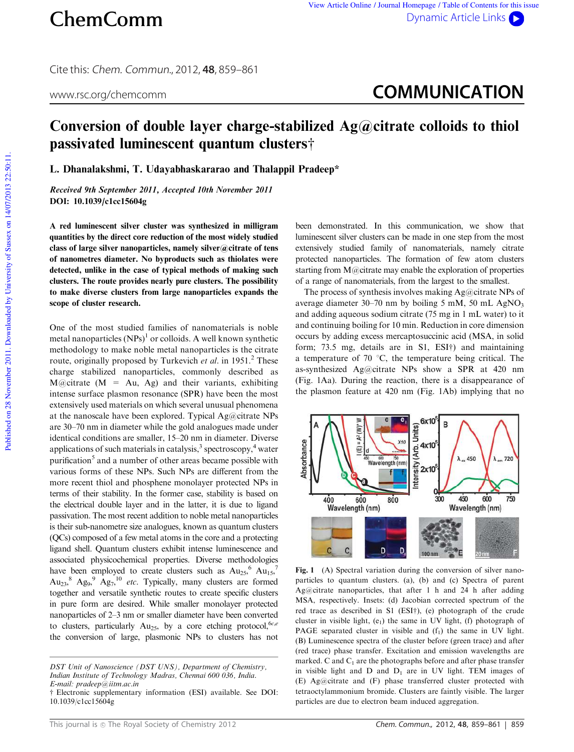# Conversion of double layer charge-stabilized Ag@citrate colloids to thiol passivated luminescent quantum clusters†

L. Dhanalakshmi, T. Udayabhaskararao and Thalappil Pradeep*

*Received 9th September 2011, Accepted 10th November 2011*
**DOI: 10.1039/c1cc15604g**

**A red luminescent silver cluster was synthesized in milligram quantities by the direct core reduction of the most widely studied class of large silver nanoparticles, namely silver@citrate of tens of nanometres diameter. No byproducts such as thiolates were detected, unlike in the case of typical methods of making such clusters. The route provides nearly pure clusters. The possibility to make diverse clusters from large nanoparticles expands the scope of cluster research.**

One of the most studied families of nanomaterials is noble metal nanoparticles (NPs)[1] or colloids. A well known synthetic methodology to make noble metal nanoparticles is the citrate route, originally proposed by Turkevich *et al.* in 1951.[2] These charge stabilized nanoparticles, commonly described as M@citrate (M = Au, Ag) and their variants, exhibiting intense surface plasmon resonance (SPR) have been the most extensively used materials on which several unusual phenomena at the nanoscale have been explored. Typical Ag@citrate NPs are 30–70 nm in diameter while the gold analogues made under identical conditions are smaller, 15–20 nm in diameter. Diverse applications of such materials in catalysis,[3] spectroscopy,[4] water purification[5] and a number of other areas became possible with various forms of these NPs. Such NPs are different from the more recent thiol and phosphene monolayer protected NPs in terms of their stability. In the former case, stability is based on the electrical double layer and in the latter, it is due to ligand passivation. The most recent addition to noble metal nanoparticles is their sub-nanometre size analogues, known as quantum clusters (QCs) composed of a few metal atoms in the core and a protecting ligand shell. Quantum clusters exhibit intense luminescence and associated physicochemical properties. Diverse methodologies have been employed to create clusters such as $Au_{25}$,[6] $Au_{15}$,[7] $Au_{23}$,[8] $Ag_9$,[9] $Ag_7$,[10] *etc.* Typically, many clusters are formed together and versatile synthetic routes to create specific clusters in pure form are desired. While smaller monolayer protected nanoparticles of 2–3 nm or smaller diameter have been converted to clusters, particularly $Au_{25}$, by a core etching protocol,[6c,e] the conversion of large, plasmonic NPs to clusters has not been demonstrated. In this communication, we show that luminescent silver clusters can be made in one step from the most extensively studied family of nanomaterials, namely citrate protected nanoparticles. The formation of few atom clusters starting from M@citrate may enable the exploration of properties of a range of nanomaterials, from the largest to the smallest.

The process of synthesis involves making Ag@citrate NPs of average diameter 30–70 nm by boiling 5 mM, 50 mL $AgNO_3$ and adding aqueous sodium citrate (75 mg in 1 mL water) to it and continuing boiling for 10 min. Reduction in core dimension occurs by adding excess mercaptosuccinic acid (MSA, in solid form; 73.5 mg, details are in S1, ESI†) and maintaining a temperature of 70 °C, the temperature being critical. The as-synthesized Ag@citrate NPs show a SPR at 420 nm (Fig. 1Aa). During the reaction, there is a disappearance of the plasmon feature at 420 nm (Fig. 1Ab) implying that no

Fig. 1 (A) Spectral variation during the conversion of silver nanoparticles to quantum clusters. (a), (b) and (c) Spectra of parent Ag@citrate nanoparticles, that after 1 h and 24 h after adding MSA, respectively. Insets: (d) Jacobian corrected spectrum of the red trace as described in S1 (ESI†), (e) photograph of the crude cluster in visible light, ($e_1$) the same in UV light, (f) photograph of PAGE separated cluster in visible and ($f_1$) the same in UV light. (B) Luminescence spectra of the cluster before (green trace) and after (red trace) phase transfer. Excitation and emission wavelengths are marked. C and $C_1$ are the photographs before and after phase transfer in visible light and D and $D_1$ are in UV light. TEM images of (E) Ag@citrate and (F) phase transferred cluster protected with tetraoctylammonium bromide. Clusters are faintly visible. The larger particles are due to electron beam induced aggregation.

*DST Unit of Nanoscience (DST UNS), Department of Chemistry, Indian Institute of Technology Madras, Chennai 600 036, India. E-mail: pradeep@iitm.ac.in*

† Electronic supplementary information (ESI) available. See DOI: 10.1039/c1cc15604g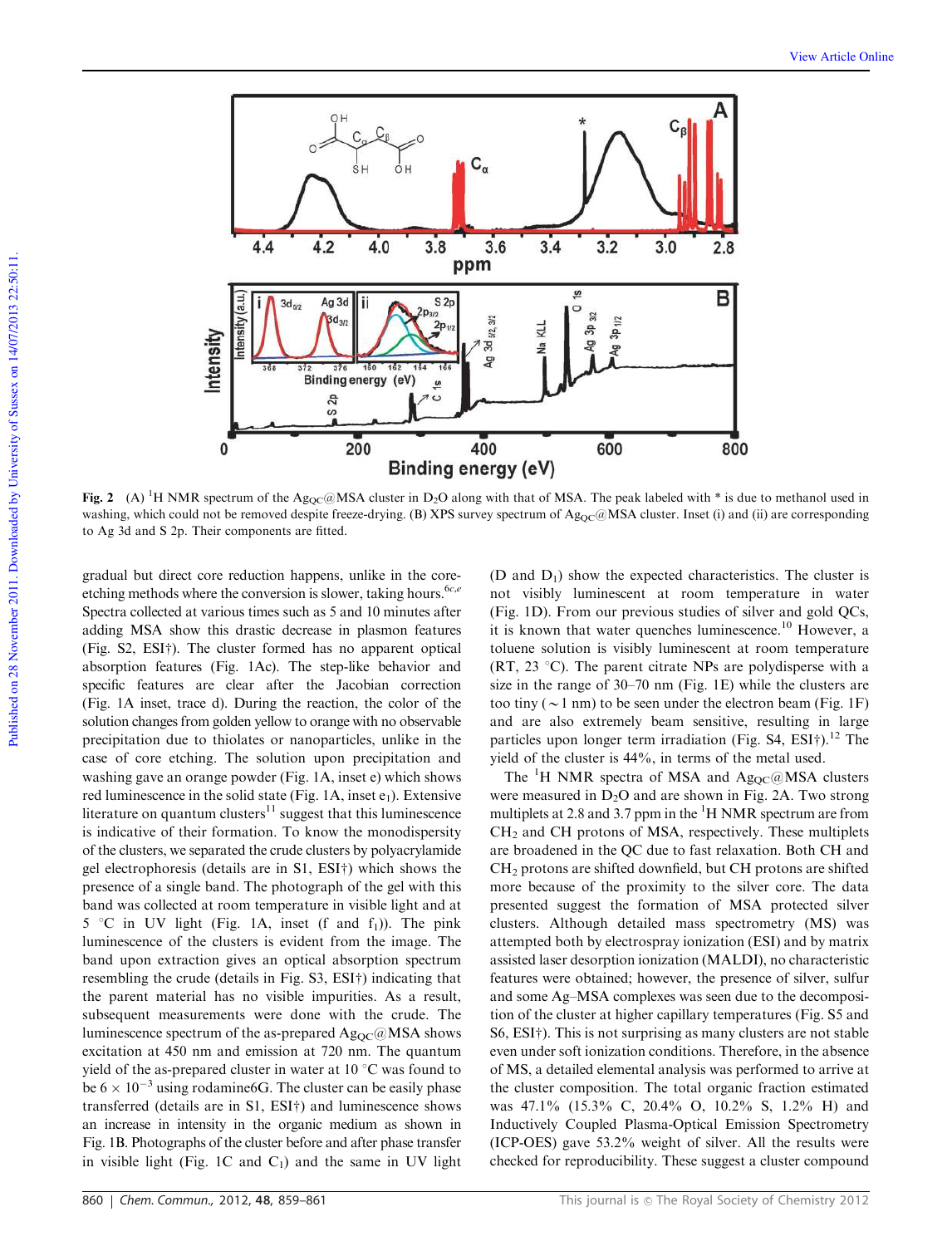**Fig. 2** (A) $^1H$ NMR spectrum of the $Ag_{QC}$@MSA cluster in $D_2O$ along with that of MSA. The peak labeled with * is due to methanol used in washing, which could not be removed despite freeze-drying. (B) XPS survey spectrum of $Ag_{QC}$@MSA cluster. Inset (i) and (ii) are corresponding to Ag 3d and S 2p. Their components are fitted.

gradual but direct core reduction happens, unlike in the core-etching methods where the conversion is slower, taking hours.[6c,e] Spectra collected at various times such as 5 and 10 minutes after adding MSA show this drastic decrease in plasmon features (Fig. S2, ESI†). The cluster formed has no apparent optical absorption features (Fig. 1Ac). The step-like behavior and specific features are clear after the Jacobian correction (Fig. 1A inset, trace d). During the reaction, the color of the solution changes from golden yellow to orange with no observable precipitation due to thiolates or nanoparticles, unlike in the case of core etching. The solution upon precipitation and washing gave an orange powder (Fig. 1A, inset e) which shows red luminescence in the solid state (Fig. 1A, inset $e_1$). Extensive literature on quantum clusters[11] suggest that this luminescence is indicative of their formation. To know the monodispersity of the clusters, we separated the crude clusters by polyacrylamide gel electrophoresis (details are in S1, ESI†) which shows the presence of a single band. The photograph of the gel with this band was collected at room temperature in visible light and at 5 °C in UV light (Fig. 1A, inset (f and $f_1$)). The pink luminescence of the clusters is evident from the image. The band upon extraction gives an optical absorption spectrum resembling the crude (details in Fig. S3, ESI†) indicating that the parent material has no visible impurities. As a result, subsequent measurements were done with the crude. The luminescence spectrum of the as-prepared $Ag_{QC}$@MSA shows excitation at 450 nm and emission at 720 nm. The quantum yield of the as-prepared cluster in water at 10 °C was found to be $6 \times 10^{-3}$ using rodamine6G. The cluster can be easily phase transferred (details are in S1, ESI†) and luminescence shows an increase in intensity in the organic medium as shown in Fig. 1B. Photographs of the cluster before and after phase transfer in visible light (Fig. 1C and $C_1$) and the same in UV light (D and $D_1$) show the expected characteristics. The cluster is not visibly luminescent at room temperature in water (Fig. 1D). From our previous studies of silver and gold QCs, it is known that water quenches luminescence.[10] However, a toluene solution is visibly luminescent at room temperature (RT, 23 °C). The parent citrate NPs are polydisperse with a size in the range of 30–70 nm (Fig. 1E) while the clusters are too tiny (~1 nm) to be seen under the electron beam (Fig. 1F) and are also extremely beam sensitive, resulting in large particles upon longer term irradiation (Fig. S4, ESI†).[12] The yield of the cluster is 44%, in terms of the metal used.

The $^1H$ NMR spectra of MSA and $Ag_{QC}$@MSA clusters were measured in $D_2O$ and are shown in Fig. 2A. Two strong multiplets at 2.8 and 3.7 ppm in the $^1H$ NMR spectrum are from $CH_2$ and CH protons of MSA, respectively. These multiplets are broadened in the QC due to fast relaxation. Both CH and $CH_2$ protons are shifted downfield, but CH protons are shifted more because of the proximity to the silver core. The data presented suggest the formation of MSA protected silver clusters. Although detailed mass spectrometry (MS) was attempted both by electrospray ionization (ESI) and by matrix assisted laser desorption ionization (MALDI), no characteristic features were obtained; however, the presence of silver, sulfur and some Ag–MSA complexes was seen due to the decomposition of the cluster at higher capillary temperatures (Fig. S5 and S6, ESI†). This is not surprising as many clusters are not stable even under soft ionization conditions. Therefore, in the absence of MS, a detailed elemental analysis was performed to arrive at the cluster composition. The total organic fraction estimated was 47.1% (15.3% C, 20.4% O, 10.2% S, 1.2% H) and Inductively Coupled Plasma-Optical Emission Spectrometry (ICP-OES) gave 53.2% weight of silver. All the results were checked for reproducibility. These suggest a cluster compound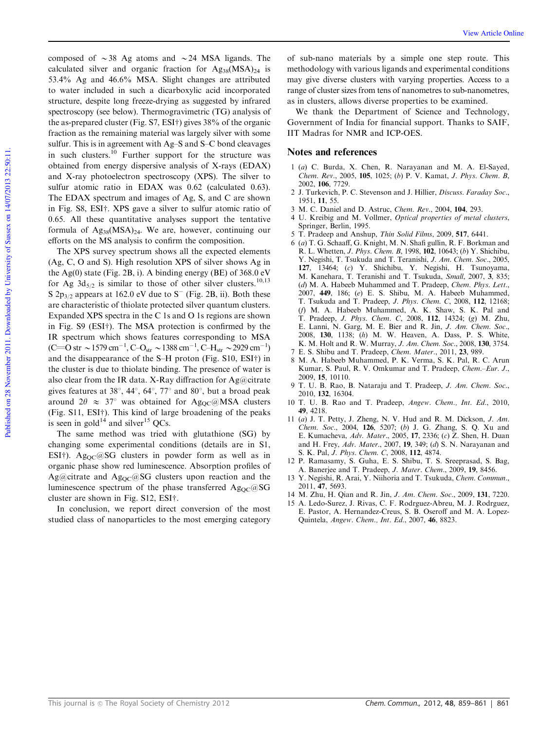composed of $\sim$38 Ag atoms and $\sim$24 MSA ligands. The calculated silver and organic fraction for $Ag_{38}(MSA)_{24}$ is 53.4% Ag and 46.6% MSA. Slight changes are attributed to water included in such a dicarboxylic acid incorporated structure, despite long freeze-drying as suggested by infrared spectroscopy (see below). Thermogravimetric (TG) analysis of the as-prepared cluster (Fig. S7, ESI†) gives 38% of the organic fraction as the remaining material was largely silver with some sulfur. This is in agreement with Ag–S and S–C bond cleavages in such clusters.[10] Further support for the structure was obtained from energy dispersive analysis of X-rays (EDAX) and X-ray photoelectron spectroscopy (XPS). The silver to sulfur atomic ratio in EDAX was 0.62 (calculated 0.63). The EDAX spectrum and images of Ag, S, and C are shown in Fig. S8, ESI†. XPS gave a silver to sulfur atomic ratio of 0.65. All these quantitative analyses support the tentative formula of $Ag_{38}(MSA)_{24}$. We are, however, continuing our efforts on the MS analysis to confirm the composition.

The XPS survey spectrum shows all the expected elements (Ag, C, O and S). High resolution XPS of silver shows Ag in the Ag(0) state (Fig. 2B, i). A binding energy (BE) of 368.0 eV for Ag $3d_{5/2}$ is similar to those of other silver clusters.[10,13] S $2p_{3/2}$ appears at 162.0 eV due to $S^-$ (Fig. 2B, ii). Both these are characteristic of thiolate protected silver quantum clusters. Expanded XPS spectra in the C 1s and O 1s regions are shown in Fig. S9 (ESI†). The MSA protection is confirmed by the IR spectrum which shows features corresponding to MSA (C=O str $\sim$1579 $cm^{-1}$, C–$O_{str}$ $\sim$1388 $cm^{-1}$, C–$H_{str}$ $\sim$2929 $cm^{-1}$) and the disappearance of the S–H proton (Fig. S10, ESI†) in the cluster is due to thiolate binding. The presence of water is also clear from the IR data. X-Ray diffraction for Ag@citrate gives features at 38°, 44°, 64°, 77° and 80°, but a broad peak around $2\theta \approx 37°$ was obtained for $Ag_{QC}$@MSA clusters (Fig. S11, ESI†). This kind of large broadening of the peaks is seen in gold[14] and silver[15] QCs.

The same method was tried with glutathione (SG) by changing some experimental conditions (details are in S1, ESI†). $Ag_{QC}$@SG clusters in powder form as well as in organic phase show red luminescence. Absorption profiles of Ag@citrate and $Ag_{QC}$@SG clusters upon reaction and the luminescence spectrum of the phase transferred $Ag_{QC}$@SG cluster are shown in Fig. S12, ESI†.

In conclusion, we report direct conversion of the most studied class of nanoparticles to the most emerging category of sub-nano materials by a simple one step route. This methodology with various ligands and experimental conditions may give diverse clusters with varying properties. Access to a range of cluster sizes from tens of nanometres to sub-nanometres, as in clusters, allows diverse properties to be examined.

We thank the Department of Science and Technology, Government of India for financial support. Thanks to SAIF, IIT Madras for NMR and ICP-OES.

## Notes and references

1 (*a*) C. Burda, X. Chen, R. Narayanan and M. A. El-Sayed, *Chem. Rev.*, 2005, **105**, 1025; (*b*) P. V. Kamat, *J. Phys. Chem. B*, 2002, **106**, 7729.
2 J. Turkevich, P. C. Stevenson and J. Hillier, *Discuss. Faraday Soc.*, 1951, **11**, 55.
3 M. C. Daniel and D. Astruc, *Chem. Rev.*, 2004, **104**, 293.
4 U. Kreibig and M. Vollmer, *Optical properties of metal clusters*, Springer, Berlin, 1995.
5 T. Pradeep and Anshup, *Thin Solid Films*, 2009, **517**, 6441.
6 (*a*) T. G. Schaaff, G. Knight, M. N. Shafigullin, R. F. Borkman and R. L. Whetten, *J. Phys. Chem. B*, 1998, **102**, 10643; (*b*) Y. Shichibu, Y. Negishi, T. Tsukuda and T. Teranishi, *J. Am. Chem. Soc.*, 2005, **127**, 13464; (*c*) Y. Shichibu, Y. Negishi, H. Tsunoyama, M. Kanehara, T. Teranishi and T. Tsukuda, *Small*, 2007, **3**, 835; (*d*) M. A. Habeeb Muhammed and T. Pradeep, *Chem. Phys. Lett.*, 2007, **449**, 186; (*e*) E. S. Shibu, M. A. Habeeb Muhammed, T. Tsukuda and T. Pradeep, *J. Phys. Chem. C*, 2008, **112**, 12168; (*f*) M. A. Habeeb Muhammed, A. K. Shaw, S. K. Pal and T. Pradeep, *J. Phys. Chem. C*, 2008, **112**, 14324; (*g*) M. Zhu, E. Lanni, N. Garg, M. E. Bier and R. Jin, *J. Am. Chem. Soc.*, 2008, **130**, 1138; (*h*) M. W. Heaven, A. Dass, P. S. White, K. M. Holt and R. W. Murray, *J. Am. Chem. Soc.*, 2008, **130**, 3754.
7 E. S. Shibu and T. Pradeep, *Chem. Mater.*, 2011, **23**, 989.
8 M. A. Habeeb Muhammed, P. K. Verma, S. K. Pal, R. C. Arun Kumar, S. Paul, R. V. Omkumar and T. Pradeep, *Chem.–Eur. J.*, 2009, **15**, 10110.
9 T. U. B. Rao, B. Nataraju and T. Pradeep, *J. Am. Chem. Soc.*, 2010, **132**, 16304.
10 T. U. B. Rao and T. Pradeep, *Angew. Chem., Int. Ed.*, 2010, **49**, 4218.
11 (*a*) J. T. Petty, J. Zheng, N. V. Hud and R. M. Dickson, *J. Am. Chem. Soc.*, 2004, **126**, 5207; (*b*) J. G. Zhang, S. Q. Xu and E. Kumacheva, *Adv. Mater.*, 2005, **17**, 2336; (*c*) Z. Shen, H. Duan and H. Frey, *Adv. Mater.*, 2007, **19**, 349; (*d*) S. N. Narayanan and S. K. Pal, *J. Phys. Chem. C*, 2008, **112**, 4874.
12 P. Ramasamy, S. Guha, E. S. Shibu, T. S. Sreeprasad, S. Bag, A. Banerjee and T. Pradeep, *J. Mater. Chem.*, 2009, **19**, 8456.
13 Y. Negishi, R. Arai, Y. Niihoria and T. Tsukuda, *Chem. Commun.*, 2011, **47**, 5693.
14 M. Zhu, H. Qian and R. Jin, *J. Am. Chem. Soc.*, 2009, **131**, 7220.
15 A. Ledo-Surez, J. Rivas, C. F. Rodrguez-Abreu, M. J. Rodrguez, E. Pastor, A. Hernandez-Creus, S. B. Oseroff and M. A. Lopez-Quintela, *Angew. Chem., Int. Ed.*, 2007, **46**, 8823.